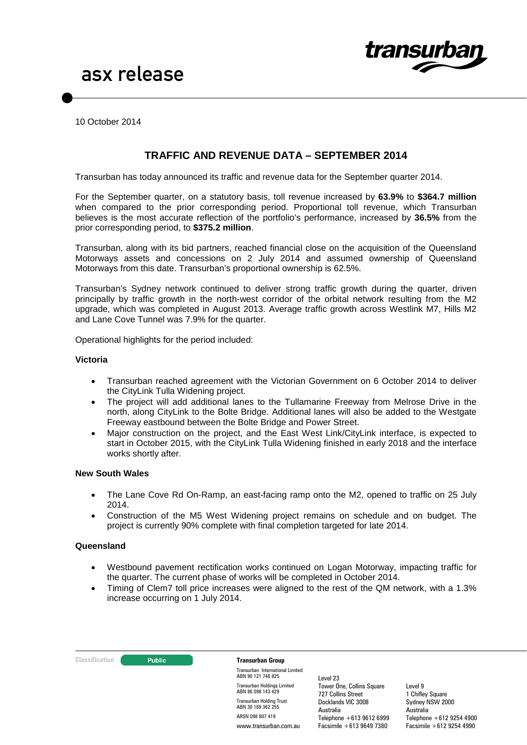asx release

10 October 2014

## TRAFFIC AND REVENUE DATA – SEPTEMBER 2014

Transurban has today announced its traffic and revenue data for the September quarter 2014.

For the September quarter, on a statutory basis, toll revenue increased by **63.9%** to **$364.7 million** when compared to the prior corresponding period. Proportional toll revenue, which Transurban believes is the most accurate reflection of the portfolio's performance, increased by **36.5%** from the prior corresponding period, to **$375.2 million**.

Transurban, along with its bid partners, reached financial close on the acquisition of the Queensland Motorways assets and concessions on 2 July 2014 and assumed ownership of Queensland Motorways from this date. Transurban's proportional ownership is 62.5%.

Transurban's Sydney network continued to deliver strong traffic growth during the quarter, driven principally by traffic growth in the north-west corridor of the orbital network resulting from the M2 upgrade, which was completed in August 2013. Average traffic growth across Westlink M7, Hills M2 and Lane Cove Tunnel was 7.9% for the quarter.

Operational highlights for the period included:

### Victoria

- Transurban reached agreement with the Victorian Government on 6 October 2014 to deliver the CityLink Tulla Widening project.
- The project will add additional lanes to the Tullamarine Freeway from Melrose Drive in the north, along CityLink to the Bolte Bridge. Additional lanes will also be added to the Westgate Freeway eastbound between the Bolte Bridge and Power Street.
- Major construction on the project, and the East West Link/CityLink interface, is expected to start in October 2015, with the CityLink Tulla Widening finished in early 2018 and the interface works shortly after.

### New South Wales

- The Lane Cove Rd On-Ramp, an east-facing ramp onto the M2, opened to traffic on 25 July 2014.
- Construction of the M5 West Widening project remains on schedule and on budget. The project is currently 90% complete with final completion targeted for late 2014.

### Queensland

- Westbound pavement rectification works continued on Logan Motorway, impacting traffic for the quarter. The current phase of works will be completed in October 2014.
- Timing of Clem7 toll price increases were aligned to the rest of the QM network, with a 1.3% increase occurring on 1 July 2014.

Classification: Public

**Transurban Group**

Transurban International Limited
ABN 90 121 746 825
Transurban Holdings Limited
ABN 86 098 143 429
Transurban Holding Trust
ABN 30 169 362 255
ARSN 098 807 419
www.transurban.com.au

Level 23
Tower One, Collins Square
727 Collins Street
Docklands VIC 3008
Australia
Telephone +613 9612 6999
Facsimile +613 9649 7380

Level 9
1 Chifley Square
Sydney NSW 2000
Australia
Telephone +612 9254 4900
Facsimile +612 9254 4990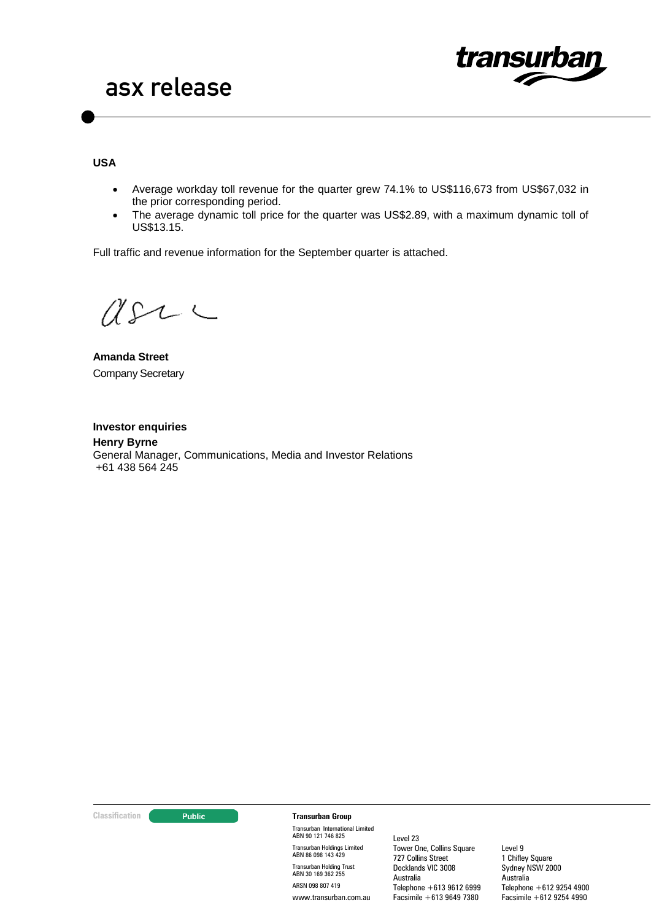**USA**

- Average workday toll revenue for the quarter grew 74.1% to US$116,673 from US$67,032 in the prior corresponding period.
- The average dynamic toll price for the quarter was US$2.89, with a maximum dynamic toll of US$13.15.

Full traffic and revenue information for the September quarter is attached.

**Amanda Street**
Company Secretary

**Investor enquiries**
**Henry Byrne**
General Manager, Communications, Media and Investor Relations
+61 438 564 245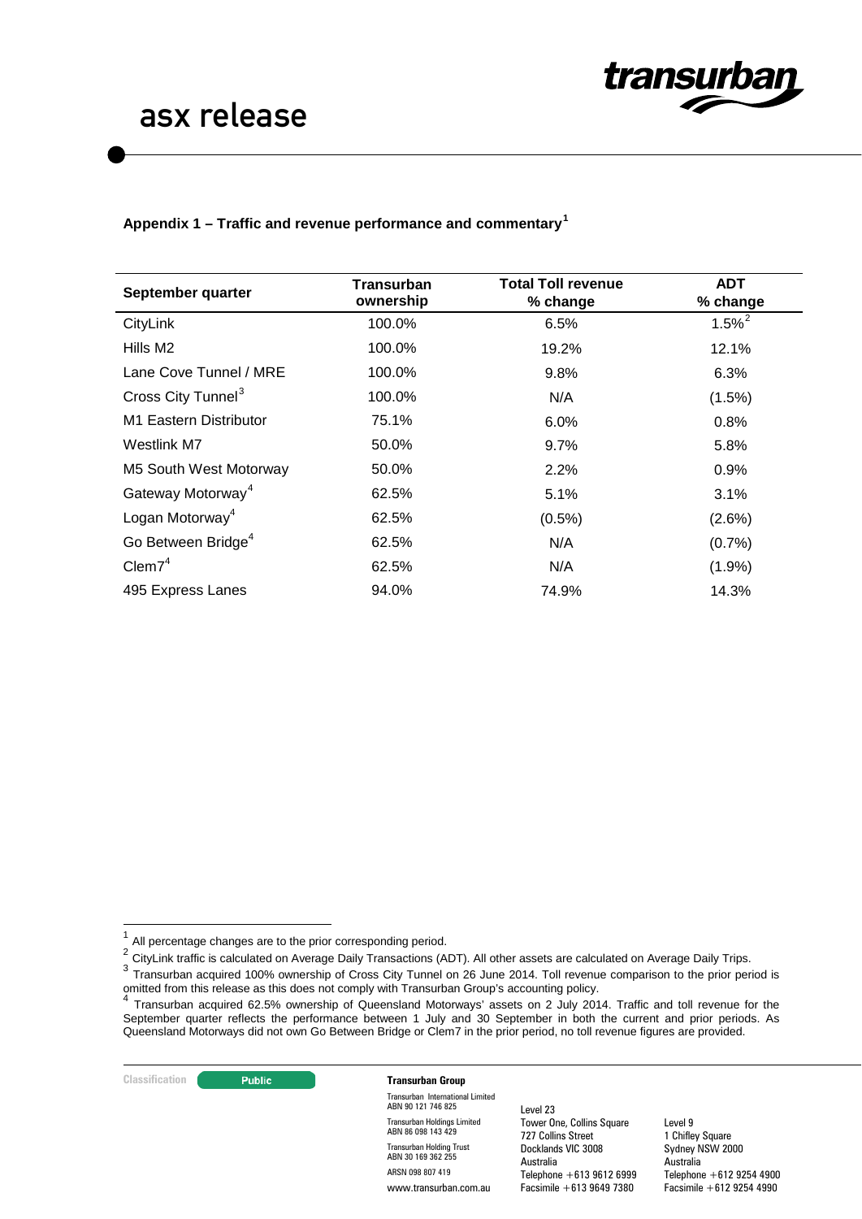## Appendix 1 – Traffic and revenue performance and commentary[1]

| September quarter | Transurban ownership | Total Toll revenue % change | ADT % change |
|---|---|---|---|
| CityLink | 100.0% | 6.5% | 1.5%[2] |
| Hills M2 | 100.0% | 19.2% | 12.1% |
| Lane Cove Tunnel / MRE | 100.0% | 9.8% | 6.3% |
| Cross City Tunnel[3] | 100.0% | N/A | (1.5%) |
| M1 Eastern Distributor | 75.1% | 6.0% | 0.8% |
| Westlink M7 | 50.0% | 9.7% | 5.8% |
| M5 South West Motorway | 50.0% | 2.2% | 0.9% |
| Gateway Motorway[4] | 62.5% | 5.1% | 3.1% |
| Logan Motorway[4] | 62.5% | (0.5%) | (2.6%) |
| Go Between Bridge[4] | 62.5% | N/A | (0.7%) |
| Clem7[4] | 62.5% | N/A | (1.9%) |
| 495 Express Lanes | 94.0% | 74.9% | 14.3% |

[1] All percentage changes are to the prior corresponding period.

[2] CityLink traffic is calculated on Average Daily Transactions (ADT). All other assets are calculated on Average Daily Trips.

[3] Transurban acquired 100% ownership of Cross City Tunnel on 26 June 2014. Toll revenue comparison to the prior period is omitted from this release as this does not comply with Transurban Group's accounting policy.

[4] Transurban acquired 62.5% ownership of Queensland Motorways' assets on 2 July 2014. Traffic and toll revenue for the September quarter reflects the performance between 1 July and 30 September in both the current and prior periods. As Queensland Motorways did not own Go Between Bridge or Clem7 in the prior period, no toll revenue figures are provided.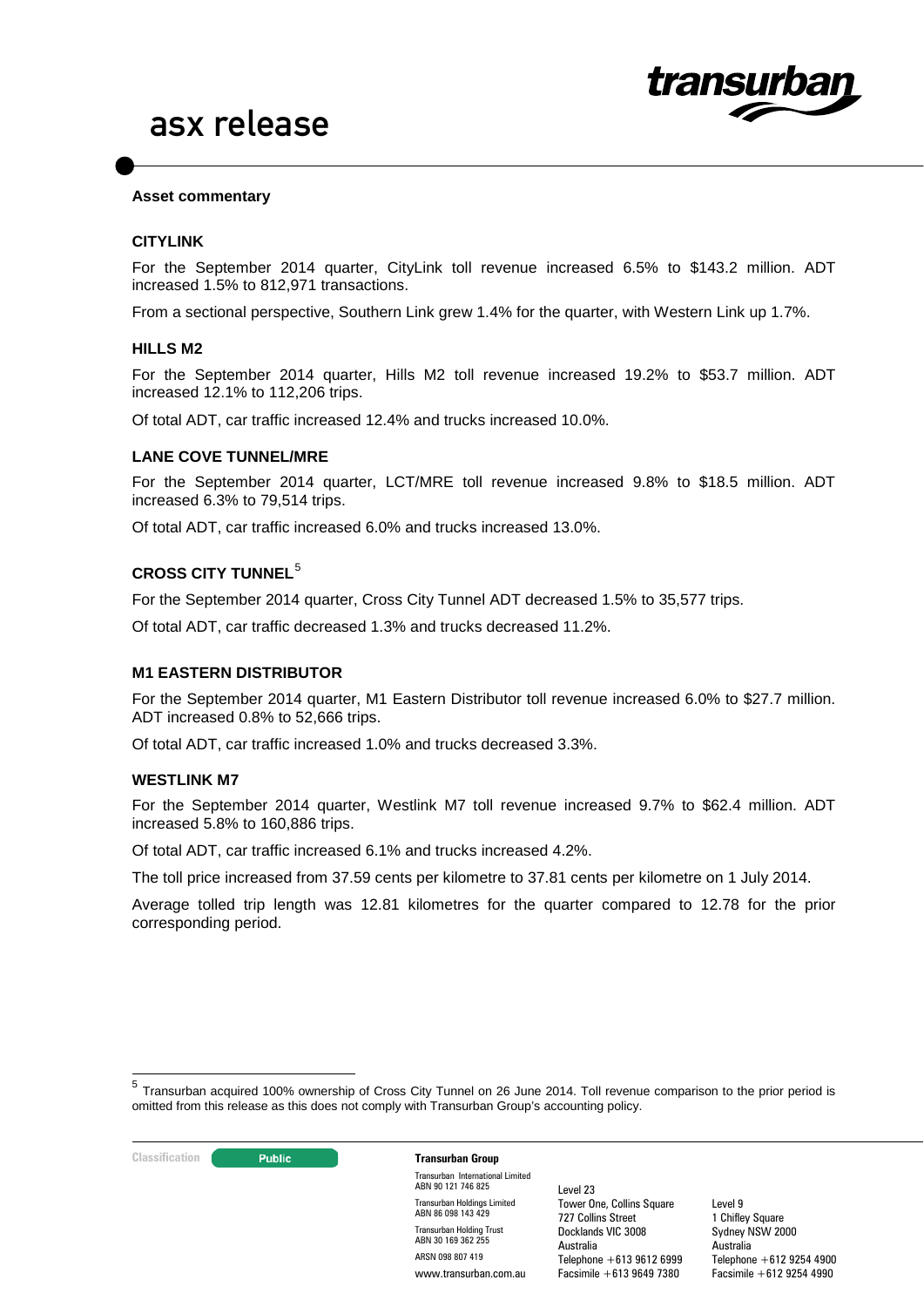**Asset commentary**

**CITYLINK**

For the September 2014 quarter, CityLink toll revenue increased 6.5% to $143.2 million. ADT increased 1.5% to 812,971 transactions.

From a sectional perspective, Southern Link grew 1.4% for the quarter, with Western Link up 1.7%.

**HILLS M2**

For the September 2014 quarter, Hills M2 toll revenue increased 19.2% to $53.7 million. ADT increased 12.1% to 112,206 trips.

Of total ADT, car traffic increased 12.4% and trucks increased 10.0%.

**LANE COVE TUNNEL/MRE**

For the September 2014 quarter, LCT/MRE toll revenue increased 9.8% to $18.5 million. ADT increased 6.3% to 79,514 trips.

Of total ADT, car traffic increased 6.0% and trucks increased 13.0%.

**CROSS CITY TUNNEL**[5]

For the September 2014 quarter, Cross City Tunnel ADT decreased 1.5% to 35,577 trips.

Of total ADT, car traffic decreased 1.3% and trucks decreased 11.2%.

**M1 EASTERN DISTRIBUTOR**

For the September 2014 quarter, M1 Eastern Distributor toll revenue increased 6.0% to $27.7 million. ADT increased 0.8% to 52,666 trips.

Of total ADT, car traffic increased 1.0% and trucks decreased 3.3%.

**WESTLINK M7**

For the September 2014 quarter, Westlink M7 toll revenue increased 9.7% to $62.4 million. ADT increased 5.8% to 160,886 trips.

Of total ADT, car traffic increased 6.1% and trucks increased 4.2%.

The toll price increased from 37.59 cents per kilometre to 37.81 cents per kilometre on 1 July 2014.

Average tolled trip length was 12.81 kilometres for the quarter compared to 12.78 for the prior corresponding period.

[5] Transurban acquired 100% ownership of Cross City Tunnel on 26 June 2014. Toll revenue comparison to the prior period is omitted from this release as this does not comply with Transurban Group's accounting policy.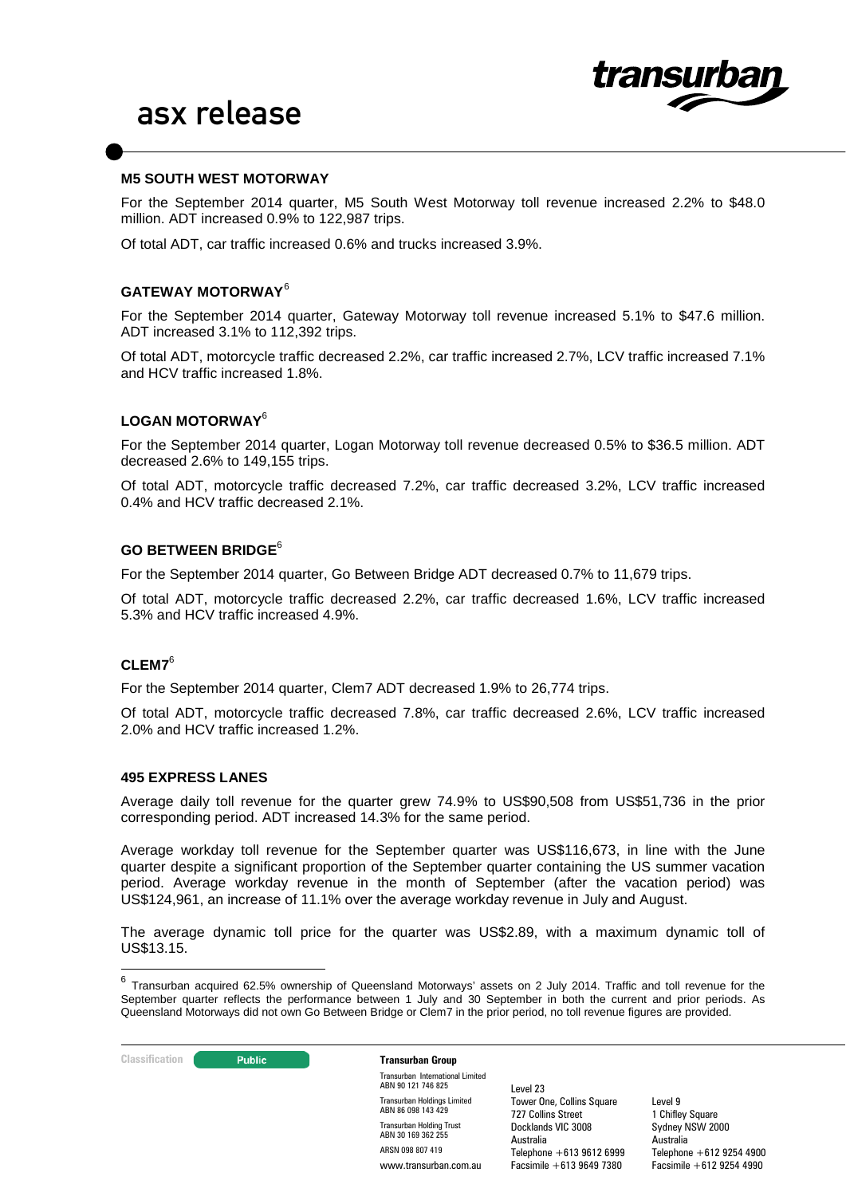## M5 SOUTH WEST MOTORWAY

For the September 2014 quarter, M5 South West Motorway toll revenue increased 2.2% to $48.0 million. ADT increased 0.9% to 122,987 trips.

Of total ADT, car traffic increased 0.6% and trucks increased 3.9%.

## GATEWAY MOTORWAY[6]

For the September 2014 quarter, Gateway Motorway toll revenue increased 5.1% to $47.6 million. ADT increased 3.1% to 112,392 trips.

Of total ADT, motorcycle traffic decreased 2.2%, car traffic increased 2.7%, LCV traffic increased 7.1% and HCV traffic increased 1.8%.

## LOGAN MOTORWAY[6]

For the September 2014 quarter, Logan Motorway toll revenue decreased 0.5% to $36.5 million. ADT decreased 2.6% to 149,155 trips.

Of total ADT, motorcycle traffic decreased 7.2%, car traffic decreased 3.2%, LCV traffic increased 0.4% and HCV traffic decreased 2.1%.

## GO BETWEEN BRIDGE[6]

For the September 2014 quarter, Go Between Bridge ADT decreased 0.7% to 11,679 trips.

Of total ADT, motorcycle traffic decreased 2.2%, car traffic decreased 1.6%, LCV traffic increased 5.3% and HCV traffic increased 4.9%.

## CLEM7[6]

For the September 2014 quarter, Clem7 ADT decreased 1.9% to 26,774 trips.

Of total ADT, motorcycle traffic decreased 7.8%, car traffic decreased 2.6%, LCV traffic increased 2.0% and HCV traffic increased 1.2%.

## 495 EXPRESS LANES

Average daily toll revenue for the quarter grew 74.9% to US$90,508 from US$51,736 in the prior corresponding period. ADT increased 14.3% for the same period.

Average workday toll revenue for the September quarter was US$116,673, in line with the June quarter despite a significant proportion of the September quarter containing the US summer vacation period. Average workday revenue in the month of September (after the vacation period) was US$124,961, an increase of 11.1% over the average workday revenue in July and August.

The average dynamic toll price for the quarter was US$2.89, with a maximum dynamic toll of US$13.15.

[6] Transurban acquired 62.5% ownership of Queensland Motorways' assets on 2 July 2014. Traffic and toll revenue for the September quarter reflects the performance between 1 July and 30 September in both the current and prior periods. As Queensland Motorways did not own Go Between Bridge or Clem7 in the prior period, no toll revenue figures are provided.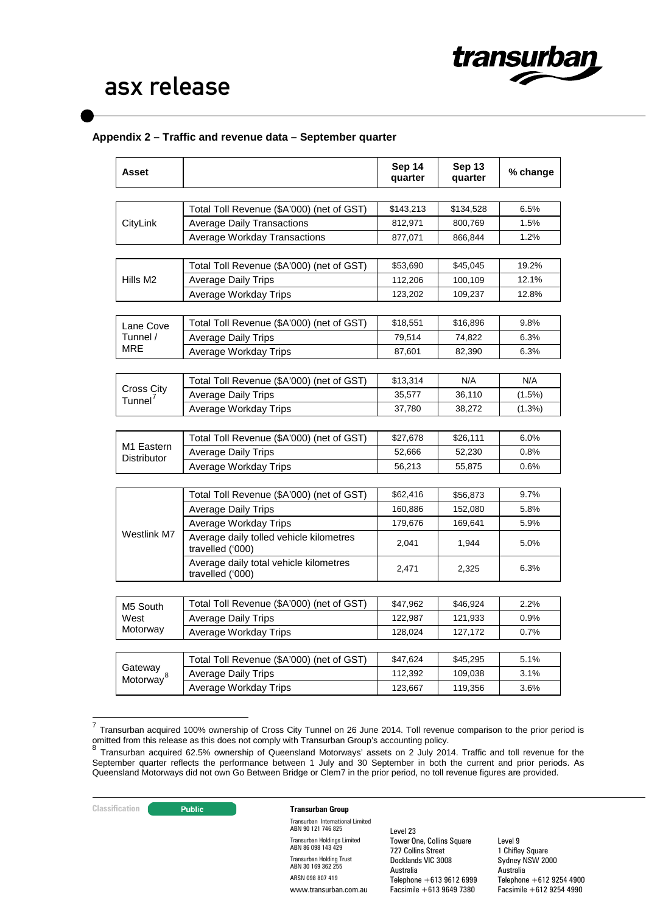## Appendix 2 – Traffic and revenue data – September quarter

| Asset | | Sep 14 quarter | Sep 13 quarter | % change |
|---|---|---|---|---|
| CityLink | Total Toll Revenue ($A'000) (net of GST) | $143,213 | $134,528 | 6.5% |
| | Average Daily Transactions | 812,971 | 800,769 | 1.5% |
| | Average Workday Transactions | 877,071 | 866,844 | 1.2% |
| Hills M2 | Total Toll Revenue ($A'000) (net of GST) | $53,690 | $45,045 | 19.2% |
| | Average Daily Trips | 112,206 | 100,109 | 12.1% |
| | Average Workday Trips | 123,202 | 109,237 | 12.8% |
| Lane Cove Tunnel / MRE | Total Toll Revenue ($A'000) (net of GST) | $18,551 | $16,896 | 9.8% |
| | Average Daily Trips | 79,514 | 74,822 | 6.3% |
| | Average Workday Trips | 87,601 | 82,390 | 6.3% |
| Cross City Tunnel[7] | Total Toll Revenue ($A'000) (net of GST) | $13,314 | N/A | N/A |
| | Average Daily Trips | 35,577 | 36,110 | (1.5%) |
| | Average Workday Trips | 37,780 | 38,272 | (1.3%) |
| M1 Eastern Distributor | Total Toll Revenue ($A'000) (net of GST) | $27,678 | $26,111 | 6.0% |
| | Average Daily Trips | 52,666 | 52,230 | 0.8% |
| | Average Workday Trips | 56,213 | 55,875 | 0.6% |
| Westlink M7 | Total Toll Revenue ($A'000) (net of GST) | $62,416 | $56,873 | 9.7% |
| | Average Daily Trips | 160,886 | 152,080 | 5.8% |
| | Average Workday Trips | 179,676 | 169,641 | 5.9% |
| | Average daily tolled vehicle kilometres travelled ('000) | 2,041 | 1,944 | 5.0% |
| | Average daily total vehicle kilometres travelled ('000) | 2,471 | 2,325 | 6.3% |
| M5 South West Motorway | Total Toll Revenue ($A'000) (net of GST) | $47,962 | $46,924 | 2.2% |
| | Average Daily Trips | 122,987 | 121,933 | 0.9% |
| | Average Workday Trips | 128,024 | 127,172 | 0.7% |
| Gateway Motorway[8] | Total Toll Revenue ($A'000) (net of GST) | $47,624 | $45,295 | 5.1% |
| | Average Daily Trips | 112,392 | 109,038 | 3.1% |
| | Average Workday Trips | 123,667 | 119,356 | 3.6% |

[7] Transurban acquired 100% ownership of Cross City Tunnel on 26 June 2014. Toll revenue comparison to the prior period is omitted from this release as this does not comply with Transurban Group's accounting policy.

[8] Transurban acquired 62.5% ownership of Queensland Motorways' assets on 2 July 2014. Traffic and toll revenue for the September quarter reflects the performance between 1 July and 30 September in both the current and prior periods. As Queensland Motorways did not own Go Between Bridge or Clem7 in the prior period, no toll revenue figures are provided.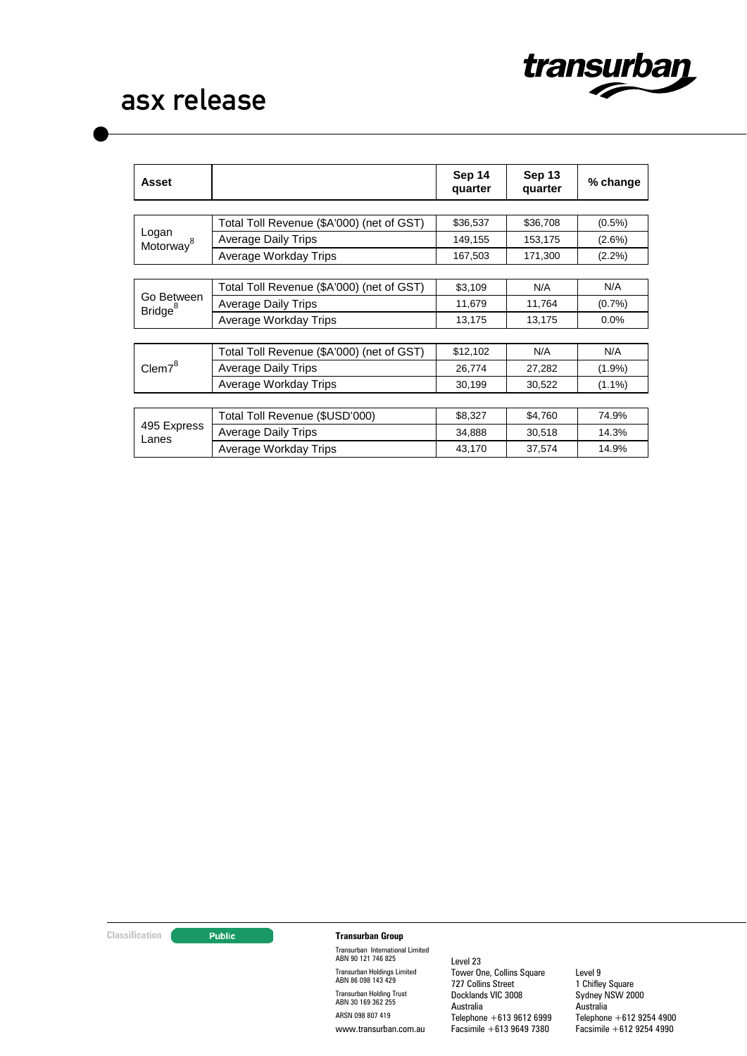| Asset | | Sep 14 quarter | Sep 13 quarter | % change |
|---|---|---|---|---|
| Logan Motorway[8] | Total Toll Revenue ($A'000) (net of GST) | $36,537 | $36,708 | (0.5%) |
| | Average Daily Trips | 149,155 | 153,175 | (2.6%) |
| | Average Workday Trips | 167,503 | 171,300 | (2.2%) |
| Go Between Bridge[8] | Total Toll Revenue ($A'000) (net of GST) | $3,109 | N/A | N/A |
| | Average Daily Trips | 11,679 | 11,764 | (0.7%) |
| | Average Workday Trips | 13,175 | 13,175 | 0.0% |
| Clem7[8] | Total Toll Revenue ($A'000) (net of GST) | $12,102 | N/A | N/A |
| | Average Daily Trips | 26,774 | 27,282 | (1.9%) |
| | Average Workday Trips | 30,199 | 30,522 | (1.1%) |
| 495 Express Lanes | Total Toll Revenue ($USD'000) | $8,327 | $4,760 | 74.9% |
| | Average Daily Trips | 34,888 | 30,518 | 14.3% |
| | Average Workday Trips | 43,170 | 37,574 | 14.9% |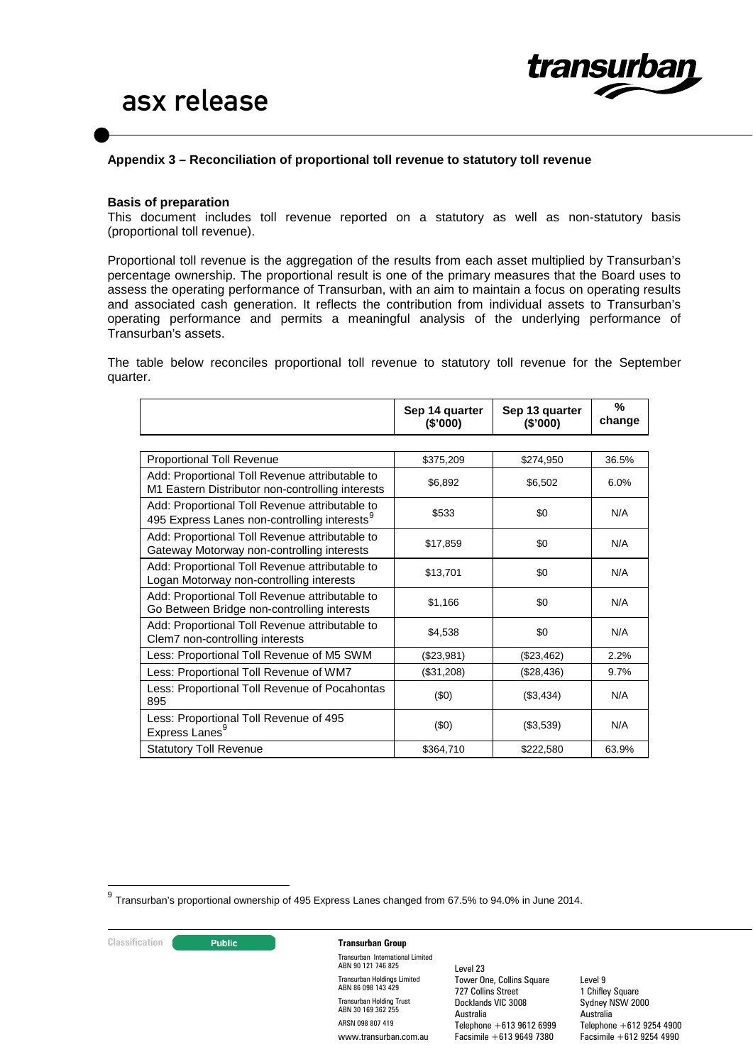## Appendix 3 – Reconciliation of proportional toll revenue to statutory toll revenue

**Basis of preparation**

This document includes toll revenue reported on a statutory as well as non-statutory basis (proportional toll revenue).

Proportional toll revenue is the aggregation of the results from each asset multiplied by Transurban's percentage ownership. The proportional result is one of the primary measures that the Board uses to assess the operating performance of Transurban, with an aim to maintain a focus on operating results and associated cash generation. It reflects the contribution from individual assets to Transurban's operating performance and permits a meaningful analysis of the underlying performance of Transurban's assets.

The table below reconciles proportional toll revenue to statutory toll revenue for the September quarter.

| | Sep 14 quarter ($'000) | Sep 13 quarter ($'000) | % change |
|---|---|---|---|
| Proportional Toll Revenue | $375,209 | $274,950 | 36.5% |
| Add: Proportional Toll Revenue attributable to M1 Eastern Distributor non-controlling interests | $6,892 | $6,502 | 6.0% |
| Add: Proportional Toll Revenue attributable to 495 Express Lanes non-controlling interests[9] | $533 | $0 | N/A |
| Add: Proportional Toll Revenue attributable to Gateway Motorway non-controlling interests | $17,859 | $0 | N/A |
| Add: Proportional Toll Revenue attributable to Logan Motorway non-controlling interests | $13,701 | $0 | N/A |
| Add: Proportional Toll Revenue attributable to Go Between Bridge non-controlling interests | $1,166 | $0 | N/A |
| Add: Proportional Toll Revenue attributable to Clem7 non-controlling interests | $4,538 | $0 | N/A |
| Less: Proportional Toll Revenue of M5 SWM | ($23,981) | ($23,462) | 2.2% |
| Less: Proportional Toll Revenue of WM7 | ($31,208) | ($28,436) | 9.7% |
| Less: Proportional Toll Revenue of Pocahontas 895 | ($0) | ($3,434) | N/A |
| Less: Proportional Toll Revenue of 495 Express Lanes[9] | ($0) | ($3,539) | N/A |
| Statutory Toll Revenue | $364,710 | $222,580 | 63.9% |

[9] Transurban's proportional ownership of 495 Express Lanes changed from 67.5% to 94.0% in June 2014.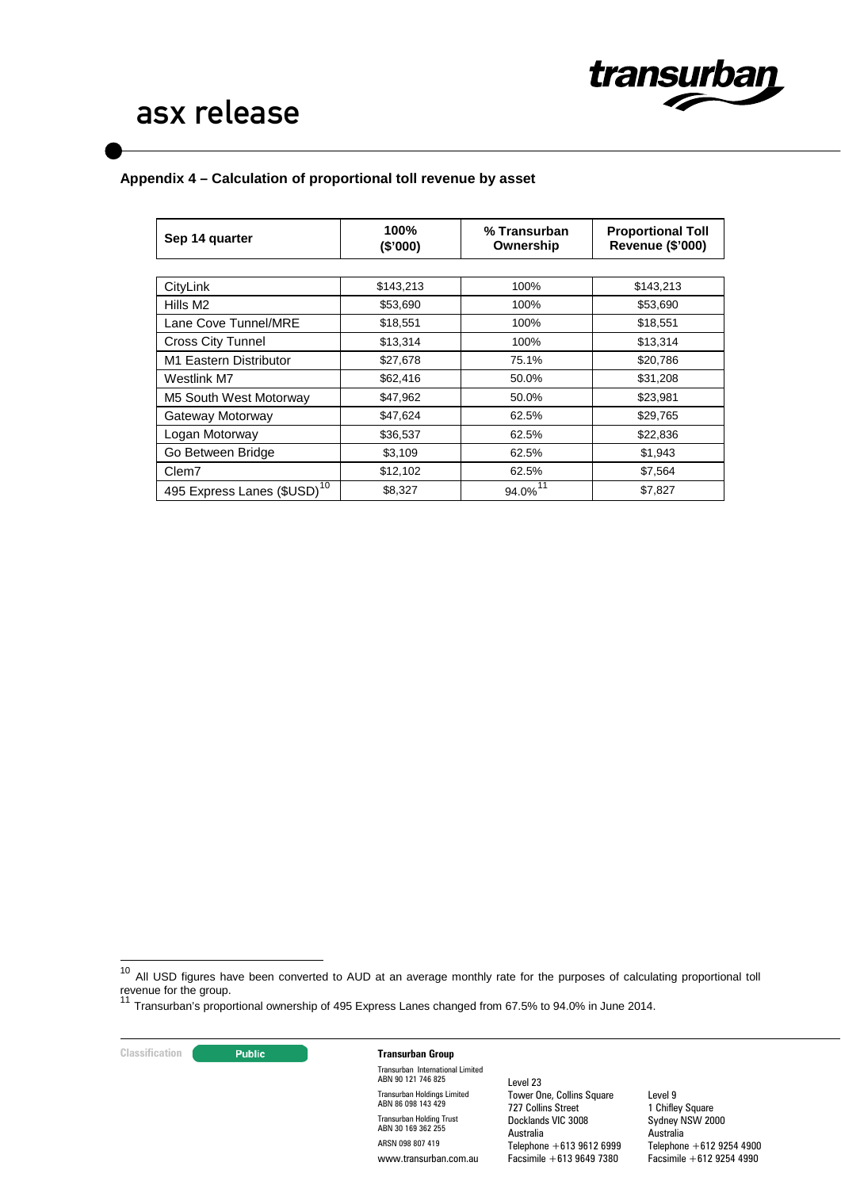## Appendix 4 – Calculation of proportional toll revenue by asset

| Sep 14 quarter | 100% ($'000) | % Transurban Ownership | Proportional Toll Revenue ($'000) |
|---|---|---|---|
| CityLink | $143,213 | 100% | $143,213 |
| Hills M2 | $53,690 | 100% | $53,690 |
| Lane Cove Tunnel/MRE | $18,551 | 100% | $18,551 |
| Cross City Tunnel | $13,314 | 100% | $13,314 |
| M1 Eastern Distributor | $27,678 | 75.1% | $20,786 |
| Westlink M7 | $62,416 | 50.0% | $31,208 |
| M5 South West Motorway | $47,962 | 50.0% | $23,981 |
| Gateway Motorway | $47,624 | 62.5% | $29,765 |
| Logan Motorway | $36,537 | 62.5% | $22,836 |
| Go Between Bridge | $3,109 | 62.5% | $1,943 |
| Clem7 | $12,102 | 62.5% | $7,564 |
| 495 Express Lanes ($USD)[10] | $8,327 | 94.0%[11] | $7,827 |

[10] All USD figures have been converted to AUD at an average monthly rate for the purposes of calculating proportional toll revenue for the group.

[11] Transurban's proportional ownership of 495 Express Lanes changed from 67.5% to 94.0% in June 2014.